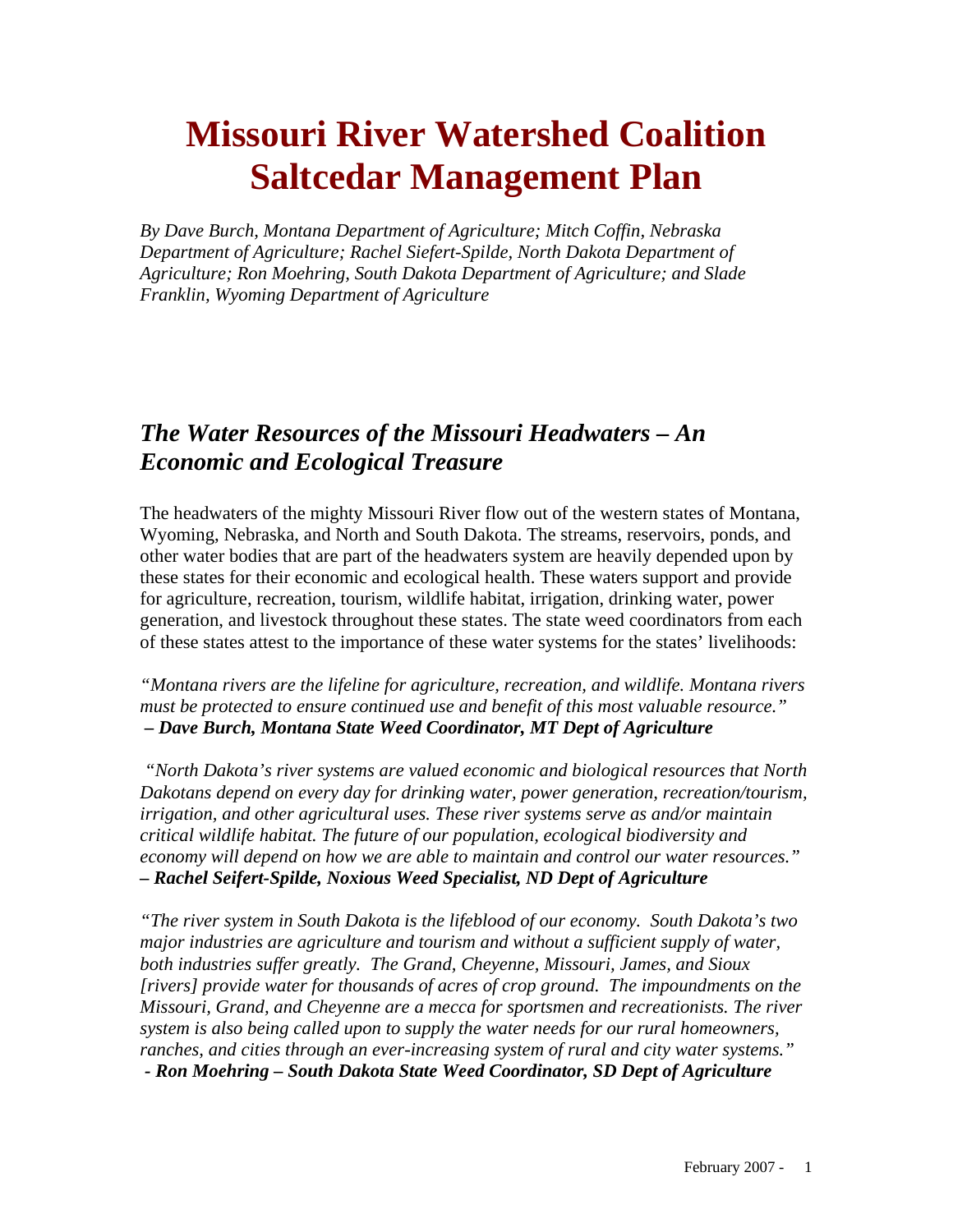# Missouri River Watershed Coalition Saltcedar Management Plan

*By Dave Burch, Montana Department of Agriculture; Mitch Coffin, Nebraska Department of Agriculture; Rachel Siefert-Spilde, North Dakota Department of Agriculture; Ron Moehring, South Dakota Department of Agriculture; and Slade Franklin, Wyoming Department of Agriculture*

## *The Water Resources of the Missouri Headwaters – An Economic and Ecological Treasure*

The headwaters of the mighty Missouri River flow out of the western states of Montana, Wyoming, Nebraska, and North and South Dakota. The streams, reservoirs, ponds, and other water bodies that are part of the headwaters system are heavily depended upon by these states for their economic and ecological health. These waters support and provide for agriculture, recreation, tourism, wildlife habitat, irrigation, drinking water, power generation, and livestock throughout these states. The state weed coordinators from each of these states attest to the importance of these water systems for the states' livelihoods:

*"Montana rivers are the lifeline for agriculture, recreation, and wildlife. Montana rivers must be protected to ensure continued use and benefit of this most valuable resource."*
***– Dave Burch, Montana State Weed Coordinator, MT Dept of Agriculture***

*"North Dakota's river systems are valued economic and biological resources that North Dakotans depend on every day for drinking water, power generation, recreation/tourism, irrigation, and other agricultural uses. These river systems serve as and/or maintain critical wildlife habitat. The future of our population, ecological biodiversity and economy will depend on how we are able to maintain and control our water resources."*
***– Rachel Seifert-Spilde, Noxious Weed Specialist, ND Dept of Agriculture***

*"The river system in South Dakota is the lifeblood of our economy. South Dakota's two major industries are agriculture and tourism and without a sufficient supply of water, both industries suffer greatly. The Grand, Cheyenne, Missouri, James, and Sioux [rivers] provide water for thousands of acres of crop ground. The impoundments on the Missouri, Grand, and Cheyenne are a mecca for sportsmen and recreationists. The river system is also being called upon to supply the water needs for our rural homeowners, ranches, and cities through an ever-increasing system of rural and city water systems."*
***- Ron Moehring – South Dakota State Weed Coordinator, SD Dept of Agriculture***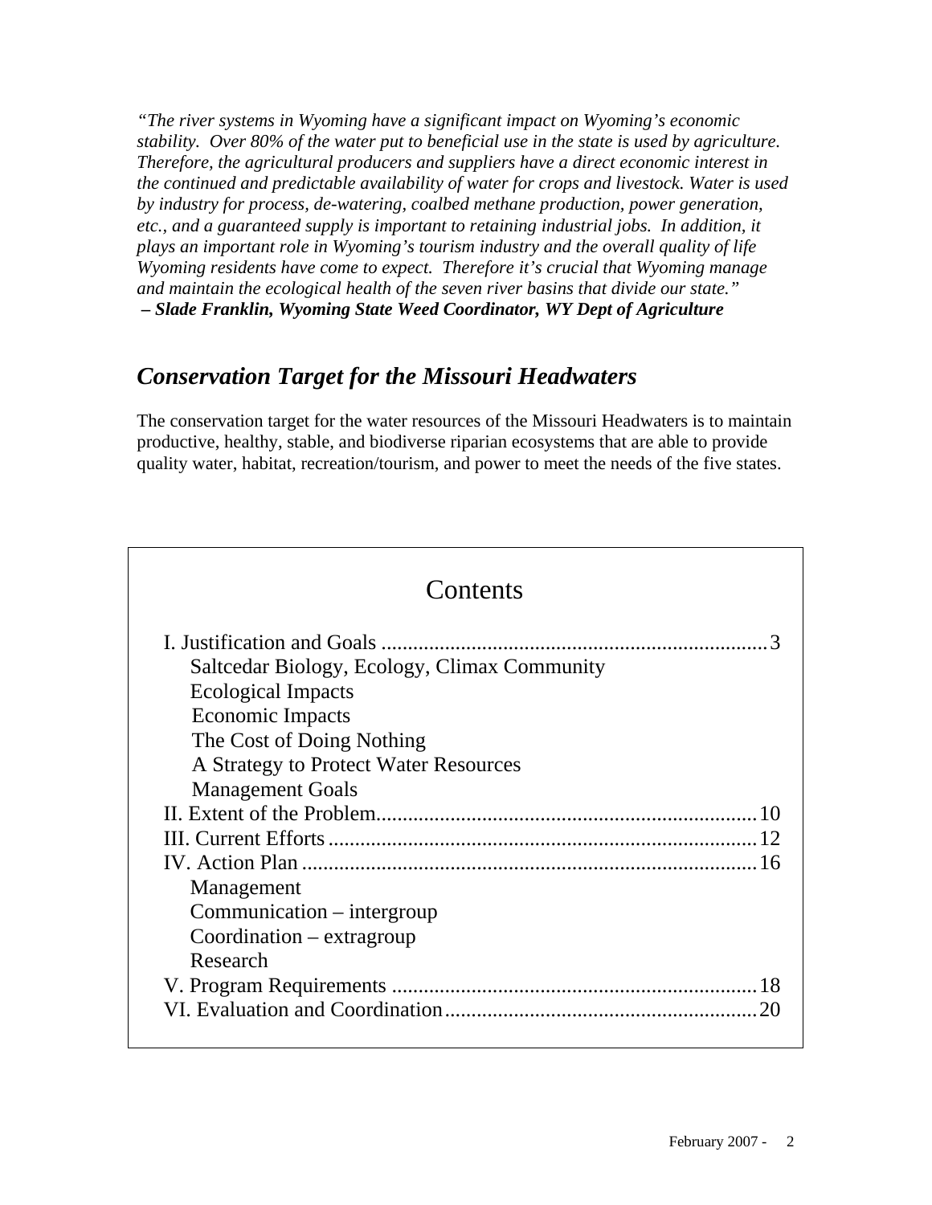*"The river systems in Wyoming have a significant impact on Wyoming's economic stability. Over 80% of the water put to beneficial use in the state is used by agriculture. Therefore, the agricultural producers and suppliers have a direct economic interest in the continued and predictable availability of water for crops and livestock. Water is used by industry for process, de-watering, coalbed methane production, power generation, etc., and a guaranteed supply is important to retaining industrial jobs. In addition, it plays an important role in Wyoming's tourism industry and the overall quality of life Wyoming residents have come to expect. Therefore it's crucial that Wyoming manage and maintain the ecological health of the seven river basins that divide our state."*
***– Slade Franklin, Wyoming State Weed Coordinator, WY Dept of Agriculture***

## *Conservation Target for the Missouri Headwaters*

The conservation target for the water resources of the Missouri Headwaters is to maintain productive, healthy, stable, and biodiverse riparian ecosystems that are able to provide quality water, habitat, recreation/tourism, and power to meet the needs of the five states.

## Contents

- I. Justification and Goals ........ 3
  - Saltcedar Biology, Ecology, Climax Community
  - Ecological Impacts
  - Economic Impacts
  - The Cost of Doing Nothing
  - A Strategy to Protect Water Resources
  - Management Goals
- II. Extent of the Problem........ 10
- III. Current Efforts ........ 12
- IV. Action Plan ........ 16
  - Management
  - Communication – intergroup
  - Coordination – extragroup
  - Research
- V. Program Requirements ........ 18
- VI. Evaluation and Coordination........ 20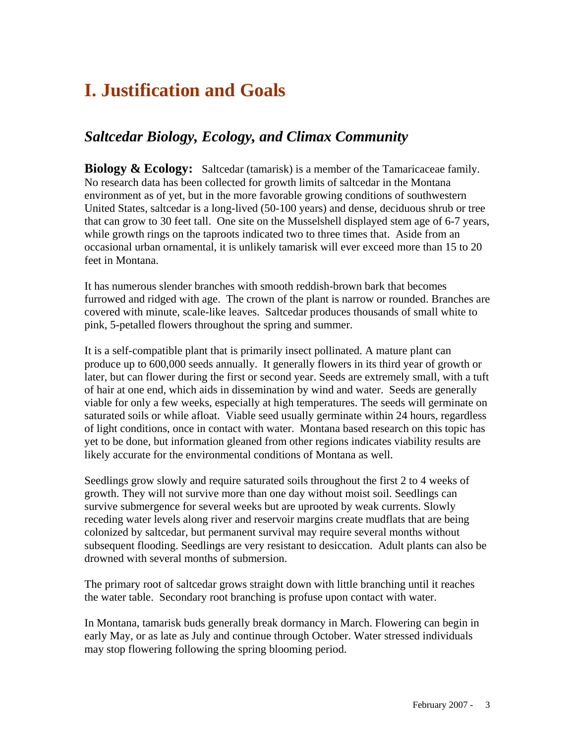# I. Justification and Goals

## *Saltcedar Biology, Ecology, and Climax Community*

**Biology & Ecology:** Saltcedar (tamarisk) is a member of the Tamaricaceae family. No research data has been collected for growth limits of saltcedar in the Montana environment as of yet, but in the more favorable growing conditions of southwestern United States, saltcedar is a long-lived (50-100 years) and dense, deciduous shrub or tree that can grow to 30 feet tall. One site on the Musselshell displayed stem age of 6-7 years, while growth rings on the taproots indicated two to three times that. Aside from an occasional urban ornamental, it is unlikely tamarisk will ever exceed more than 15 to 20 feet in Montana.

It has numerous slender branches with smooth reddish-brown bark that becomes furrowed and ridged with age. The crown of the plant is narrow or rounded. Branches are covered with minute, scale-like leaves. Saltcedar produces thousands of small white to pink, 5-petalled flowers throughout the spring and summer.

It is a self-compatible plant that is primarily insect pollinated. A mature plant can produce up to 600,000 seeds annually. It generally flowers in its third year of growth or later, but can flower during the first or second year. Seeds are extremely small, with a tuft of hair at one end, which aids in dissemination by wind and water. Seeds are generally viable for only a few weeks, especially at high temperatures. The seeds will germinate on saturated soils or while afloat. Viable seed usually germinate within 24 hours, regardless of light conditions, once in contact with water. Montana based research on this topic has yet to be done, but information gleaned from other regions indicates viability results are likely accurate for the environmental conditions of Montana as well.

Seedlings grow slowly and require saturated soils throughout the first 2 to 4 weeks of growth. They will not survive more than one day without moist soil. Seedlings can survive submergence for several weeks but are uprooted by weak currents. Slowly receding water levels along river and reservoir margins create mudflats that are being colonized by saltcedar, but permanent survival may require several months without subsequent flooding. Seedlings are very resistant to desiccation. Adult plants can also be drowned with several months of submersion.

The primary root of saltcedar grows straight down with little branching until it reaches the water table. Secondary root branching is profuse upon contact with water.

In Montana, tamarisk buds generally break dormancy in March. Flowering can begin in early May, or as late as July and continue through October. Water stressed individuals may stop flowering following the spring blooming period.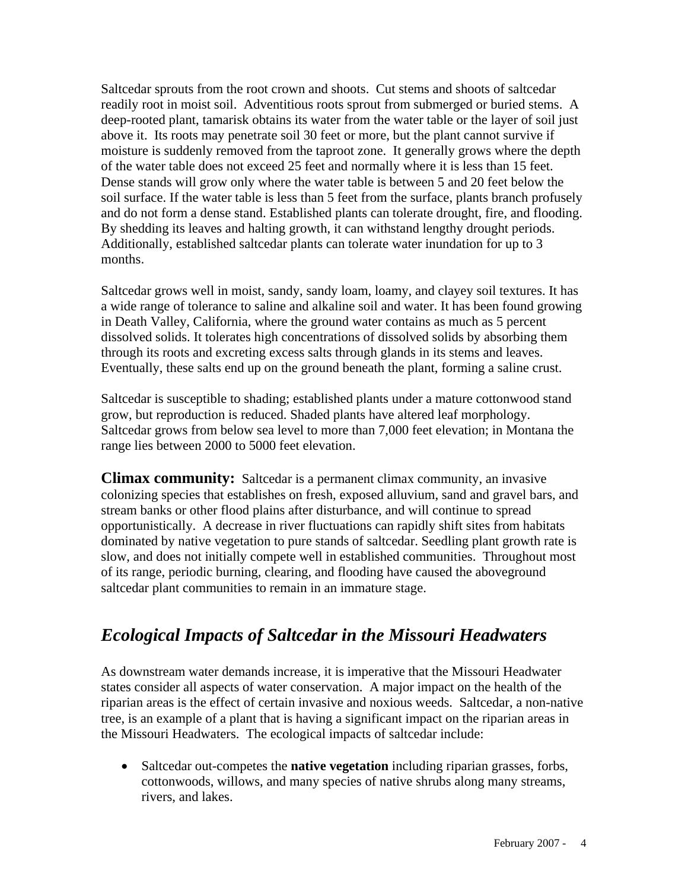Saltcedar sprouts from the root crown and shoots. Cut stems and shoots of saltcedar readily root in moist soil. Adventitious roots sprout from submerged or buried stems. A deep-rooted plant, tamarisk obtains its water from the water table or the layer of soil just above it. Its roots may penetrate soil 30 feet or more, but the plant cannot survive if moisture is suddenly removed from the taproot zone. It generally grows where the depth of the water table does not exceed 25 feet and normally where it is less than 15 feet. Dense stands will grow only where the water table is between 5 and 20 feet below the soil surface. If the water table is less than 5 feet from the surface, plants branch profusely and do not form a dense stand. Established plants can tolerate drought, fire, and flooding. By shedding its leaves and halting growth, it can withstand lengthy drought periods. Additionally, established saltcedar plants can tolerate water inundation for up to 3 months.

Saltcedar grows well in moist, sandy, sandy loam, loamy, and clayey soil textures. It has a wide range of tolerance to saline and alkaline soil and water. It has been found growing in Death Valley, California, where the ground water contains as much as 5 percent dissolved solids. It tolerates high concentrations of dissolved solids by absorbing them through its roots and excreting excess salts through glands in its stems and leaves. Eventually, these salts end up on the ground beneath the plant, forming a saline crust.

Saltcedar is susceptible to shading; established plants under a mature cottonwood stand grow, but reproduction is reduced. Shaded plants have altered leaf morphology. Saltcedar grows from below sea level to more than 7,000 feet elevation; in Montana the range lies between 2000 to 5000 feet elevation.

**Climax community:** Saltcedar is a permanent climax community, an invasive colonizing species that establishes on fresh, exposed alluvium, sand and gravel bars, and stream banks or other flood plains after disturbance, and will continue to spread opportunistically. A decrease in river fluctuations can rapidly shift sites from habitats dominated by native vegetation to pure stands of saltcedar. Seedling plant growth rate is slow, and does not initially compete well in established communities. Throughout most of its range, periodic burning, clearing, and flooding have caused the aboveground saltcedar plant communities to remain in an immature stage.

## *Ecological Impacts of Saltcedar in the Missouri Headwaters*

As downstream water demands increase, it is imperative that the Missouri Headwater states consider all aspects of water conservation. A major impact on the health of the riparian areas is the effect of certain invasive and noxious weeds. Saltcedar, a non-native tree, is an example of a plant that is having a significant impact on the riparian areas in the Missouri Headwaters. The ecological impacts of saltcedar include:

- Saltcedar out-competes the **native vegetation** including riparian grasses, forbs, cottonwoods, willows, and many species of native shrubs along many streams, rivers, and lakes.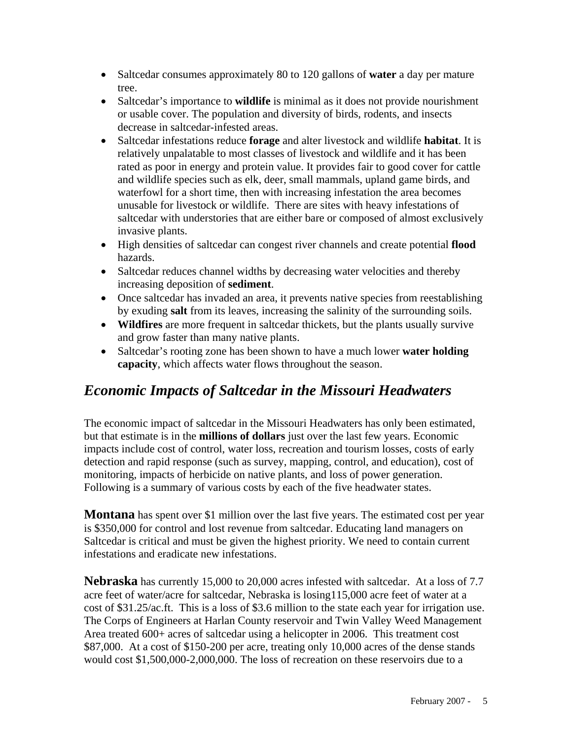- Saltcedar consumes approximately 80 to 120 gallons of **water** a day per mature tree.
- Saltcedar's importance to **wildlife** is minimal as it does not provide nourishment or usable cover. The population and diversity of birds, rodents, and insects decrease in saltcedar-infested areas.
- Saltcedar infestations reduce **forage** and alter livestock and wildlife **habitat**. It is relatively unpalatable to most classes of livestock and wildlife and it has been rated as poor in energy and protein value. It provides fair to good cover for cattle and wildlife species such as elk, deer, small mammals, upland game birds, and waterfowl for a short time, then with increasing infestation the area becomes unusable for livestock or wildlife. There are sites with heavy infestations of saltcedar with understories that are either bare or composed of almost exclusively invasive plants.
- High densities of saltcedar can congest river channels and create potential **flood** hazards.
- Saltcedar reduces channel widths by decreasing water velocities and thereby increasing deposition of **sediment**.
- Once saltcedar has invaded an area, it prevents native species from reestablishing by exuding **salt** from its leaves, increasing the salinity of the surrounding soils.
- **Wildfires** are more frequent in saltcedar thickets, but the plants usually survive and grow faster than many native plants.
- Saltcedar's rooting zone has been shown to have a much lower **water holding capacity**, which affects water flows throughout the season.

## *Economic Impacts of Saltcedar in the Missouri Headwaters*

The economic impact of saltcedar in the Missouri Headwaters has only been estimated, but that estimate is in the **millions of dollars** just over the last few years. Economic impacts include cost of control, water loss, recreation and tourism losses, costs of early detection and rapid response (such as survey, mapping, control, and education), cost of monitoring, impacts of herbicide on native plants, and loss of power generation. Following is a summary of various costs by each of the five headwater states.

**Montana** has spent over $1 million over the last five years. The estimated cost per year is $350,000 for control and lost revenue from saltcedar. Educating land managers on Saltcedar is critical and must be given the highest priority. We need to contain current infestations and eradicate new infestations.

**Nebraska** has currently 15,000 to 20,000 acres infested with saltcedar. At a loss of 7.7 acre feet of water/acre for saltcedar, Nebraska is losing115,000 acre feet of water at a cost of $31.25/ac.ft. This is a loss of $3.6 million to the state each year for irrigation use. The Corps of Engineers at Harlan County reservoir and Twin Valley Weed Management Area treated 600+ acres of saltcedar using a helicopter in 2006. This treatment cost $87,000. At a cost of $150-200 per acre, treating only 10,000 acres of the dense stands would cost $1,500,000-2,000,000. The loss of recreation on these reservoirs due to a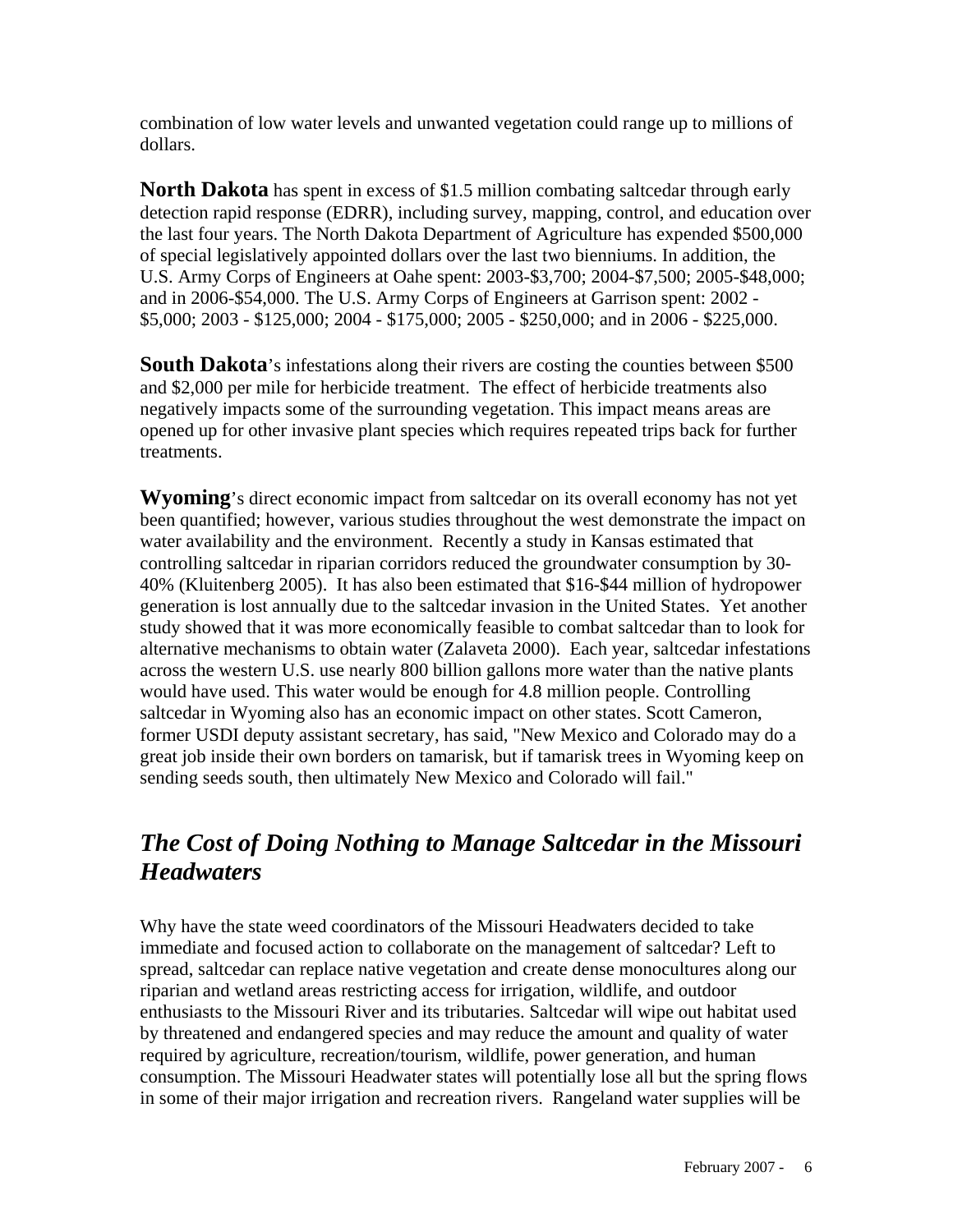combination of low water levels and unwanted vegetation could range up to millions of dollars.

**North Dakota** has spent in excess of $1.5 million combating saltcedar through early detection rapid response (EDRR), including survey, mapping, control, and education over the last four years. The North Dakota Department of Agriculture has expended $500,000 of special legislatively appointed dollars over the last two bienniums. In addition, the U.S. Army Corps of Engineers at Oahe spent: 2003-$3,700; 2004-$7,500; 2005-$48,000; and in 2006-$54,000. The U.S. Army Corps of Engineers at Garrison spent: 2002 - $5,000; 2003 - $125,000; 2004 - $175,000; 2005 - $250,000; and in 2006 - $225,000.

**South Dakota**'s infestations along their rivers are costing the counties between $500 and $2,000 per mile for herbicide treatment. The effect of herbicide treatments also negatively impacts some of the surrounding vegetation. This impact means areas are opened up for other invasive plant species which requires repeated trips back for further treatments.

**Wyoming**'s direct economic impact from saltcedar on its overall economy has not yet been quantified; however, various studies throughout the west demonstrate the impact on water availability and the environment. Recently a study in Kansas estimated that controlling saltcedar in riparian corridors reduced the groundwater consumption by 30-40% (Kluitenberg 2005). It has also been estimated that $16-$44 million of hydropower generation is lost annually due to the saltcedar invasion in the United States. Yet another study showed that it was more economically feasible to combat saltcedar than to look for alternative mechanisms to obtain water (Zalaveta 2000). Each year, saltcedar infestations across the western U.S. use nearly 800 billion gallons more water than the native plants would have used. This water would be enough for 4.8 million people. Controlling saltcedar in Wyoming also has an economic impact on other states. Scott Cameron, former USDI deputy assistant secretary, has said, "New Mexico and Colorado may do a great job inside their own borders on tamarisk, but if tamarisk trees in Wyoming keep on sending seeds south, then ultimately New Mexico and Colorado will fail."

## *The Cost of Doing Nothing to Manage Saltcedar in the Missouri Headwaters*

Why have the state weed coordinators of the Missouri Headwaters decided to take immediate and focused action to collaborate on the management of saltcedar? Left to spread, saltcedar can replace native vegetation and create dense monocultures along our riparian and wetland areas restricting access for irrigation, wildlife, and outdoor enthusiasts to the Missouri River and its tributaries. Saltcedar will wipe out habitat used by threatened and endangered species and may reduce the amount and quality of water required by agriculture, recreation/tourism, wildlife, power generation, and human consumption. The Missouri Headwater states will potentially lose all but the spring flows in some of their major irrigation and recreation rivers. Rangeland water supplies will be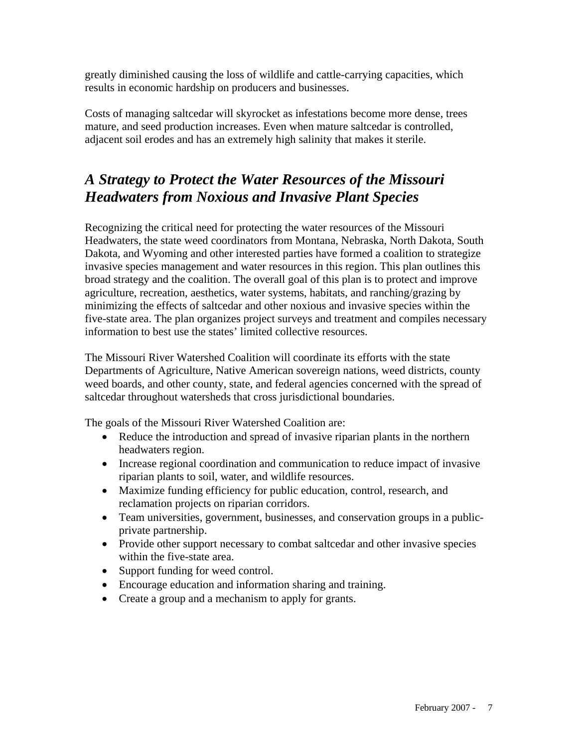greatly diminished causing the loss of wildlife and cattle-carrying capacities, which results in economic hardship on producers and businesses.

Costs of managing saltcedar will skyrocket as infestations become more dense, trees mature, and seed production increases. Even when mature saltcedar is controlled, adjacent soil erodes and has an extremely high salinity that makes it sterile.

## *A Strategy to Protect the Water Resources of the Missouri Headwaters from Noxious and Invasive Plant Species*

Recognizing the critical need for protecting the water resources of the Missouri Headwaters, the state weed coordinators from Montana, Nebraska, North Dakota, South Dakota, and Wyoming and other interested parties have formed a coalition to strategize invasive species management and water resources in this region. This plan outlines this broad strategy and the coalition. The overall goal of this plan is to protect and improve agriculture, recreation, aesthetics, water systems, habitats, and ranching/grazing by minimizing the effects of saltcedar and other noxious and invasive species within the five-state area. The plan organizes project surveys and treatment and compiles necessary information to best use the states' limited collective resources.

The Missouri River Watershed Coalition will coordinate its efforts with the state Departments of Agriculture, Native American sovereign nations, weed districts, county weed boards, and other county, state, and federal agencies concerned with the spread of saltcedar throughout watersheds that cross jurisdictional boundaries.

The goals of the Missouri River Watershed Coalition are:

- Reduce the introduction and spread of invasive riparian plants in the northern headwaters region.
- Increase regional coordination and communication to reduce impact of invasive riparian plants to soil, water, and wildlife resources.
- Maximize funding efficiency for public education, control, research, and reclamation projects on riparian corridors.
- Team universities, government, businesses, and conservation groups in a public-private partnership.
- Provide other support necessary to combat saltcedar and other invasive species within the five-state area.
- Support funding for weed control.
- Encourage education and information sharing and training.
- Create a group and a mechanism to apply for grants.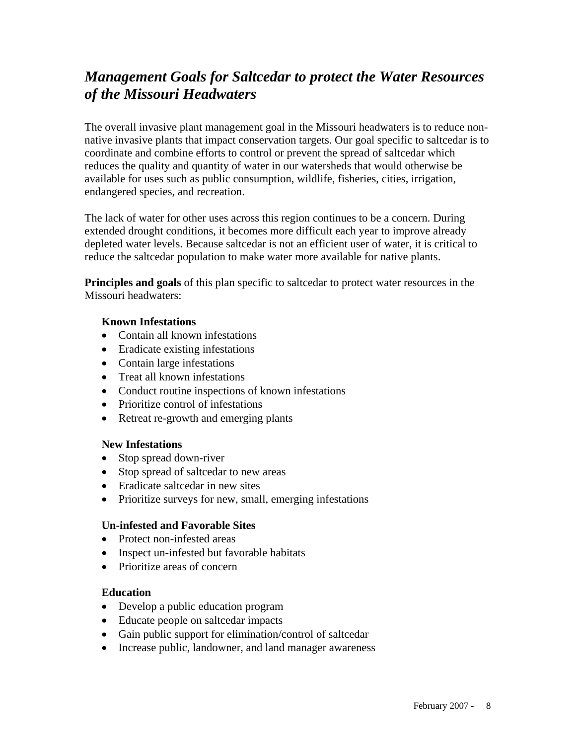## *Management Goals for Saltcedar to protect the Water Resources of the Missouri Headwaters*

The overall invasive plant management goal in the Missouri headwaters is to reduce non-native invasive plants that impact conservation targets. Our goal specific to saltcedar is to coordinate and combine efforts to control or prevent the spread of saltcedar which reduces the quality and quantity of water in our watersheds that would otherwise be available for uses such as public consumption, wildlife, fisheries, cities, irrigation, endangered species, and recreation.

The lack of water for other uses across this region continues to be a concern. During extended drought conditions, it becomes more difficult each year to improve already depleted water levels. Because saltcedar is not an efficient user of water, it is critical to reduce the saltcedar population to make water more available for native plants.

**Principles and goals** of this plan specific to saltcedar to protect water resources in the Missouri headwaters:

**Known Infestations**
- Contain all known infestations
- Eradicate existing infestations
- Contain large infestations
- Treat all known infestations
- Conduct routine inspections of known infestations
- Prioritize control of infestations
- Retreat re-growth and emerging plants

**New Infestations**
- Stop spread down-river
- Stop spread of saltcedar to new areas
- Eradicate saltcedar in new sites
- Prioritize surveys for new, small, emerging infestations

**Un-infested and Favorable Sites**
- Protect non-infested areas
- Inspect un-infested but favorable habitats
- Prioritize areas of concern

**Education**
- Develop a public education program
- Educate people on saltcedar impacts
- Gain public support for elimination/control of saltcedar
- Increase public, landowner, and land manager awareness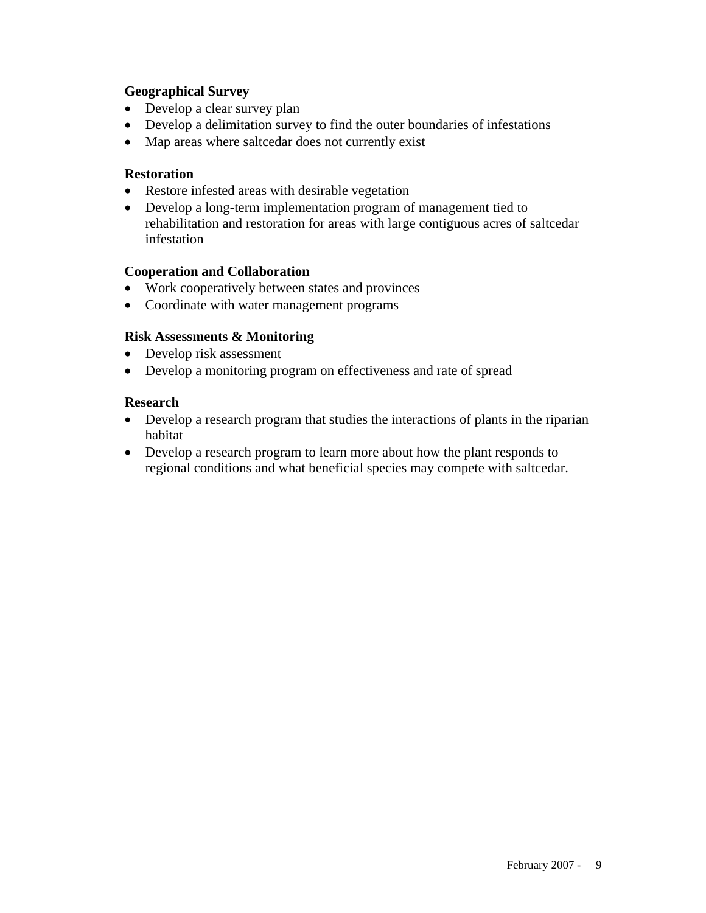**Geographical Survey**

- Develop a clear survey plan
- Develop a delimitation survey to find the outer boundaries of infestations
- Map areas where saltcedar does not currently exist

**Restoration**

- Restore infested areas with desirable vegetation
- Develop a long-term implementation program of management tied to rehabilitation and restoration for areas with large contiguous acres of saltcedar infestation

**Cooperation and Collaboration**

- Work cooperatively between states and provinces
- Coordinate with water management programs

**Risk Assessments & Monitoring**

- Develop risk assessment
- Develop a monitoring program on effectiveness and rate of spread

**Research**

- Develop a research program that studies the interactions of plants in the riparian habitat
- Develop a research program to learn more about how the plant responds to regional conditions and what beneficial species may compete with saltcedar.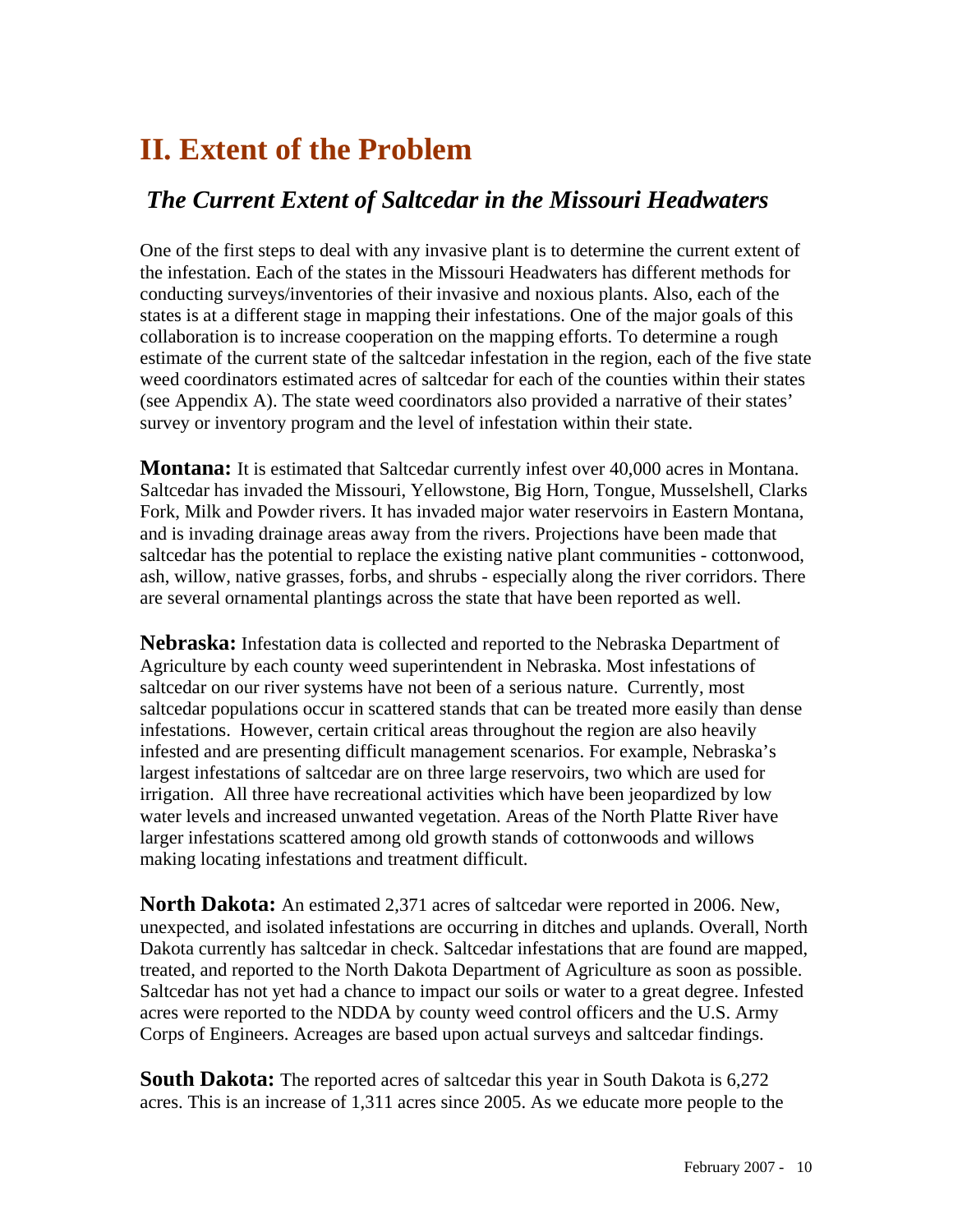# II. Extent of the Problem

## *The Current Extent of Saltcedar in the Missouri Headwaters*

One of the first steps to deal with any invasive plant is to determine the current extent of the infestation. Each of the states in the Missouri Headwaters has different methods for conducting surveys/inventories of their invasive and noxious plants. Also, each of the states is at a different stage in mapping their infestations. One of the major goals of this collaboration is to increase cooperation on the mapping efforts. To determine a rough estimate of the current state of the saltcedar infestation in the region, each of the five state weed coordinators estimated acres of saltcedar for each of the counties within their states (see Appendix A). The state weed coordinators also provided a narrative of their states' survey or inventory program and the level of infestation within their state.

**Montana:** It is estimated that Saltcedar currently infest over 40,000 acres in Montana. Saltcedar has invaded the Missouri, Yellowstone, Big Horn, Tongue, Musselshell, Clarks Fork, Milk and Powder rivers. It has invaded major water reservoirs in Eastern Montana, and is invading drainage areas away from the rivers. Projections have been made that saltcedar has the potential to replace the existing native plant communities - cottonwood, ash, willow, native grasses, forbs, and shrubs - especially along the river corridors. There are several ornamental plantings across the state that have been reported as well.

**Nebraska:** Infestation data is collected and reported to the Nebraska Department of Agriculture by each county weed superintendent in Nebraska. Most infestations of saltcedar on our river systems have not been of a serious nature. Currently, most saltcedar populations occur in scattered stands that can be treated more easily than dense infestations. However, certain critical areas throughout the region are also heavily infested and are presenting difficult management scenarios. For example, Nebraska's largest infestations of saltcedar are on three large reservoirs, two which are used for irrigation. All three have recreational activities which have been jeopardized by low water levels and increased unwanted vegetation. Areas of the North Platte River have larger infestations scattered among old growth stands of cottonwoods and willows making locating infestations and treatment difficult.

**North Dakota:** An estimated 2,371 acres of saltcedar were reported in 2006. New, unexpected, and isolated infestations are occurring in ditches and uplands. Overall, North Dakota currently has saltcedar in check. Saltcedar infestations that are found are mapped, treated, and reported to the North Dakota Department of Agriculture as soon as possible. Saltcedar has not yet had a chance to impact our soils or water to a great degree. Infested acres were reported to the NDDA by county weed control officers and the U.S. Army Corps of Engineers. Acreages are based upon actual surveys and saltcedar findings.

**South Dakota:** The reported acres of saltcedar this year in South Dakota is 6,272 acres. This is an increase of 1,311 acres since 2005. As we educate more people to the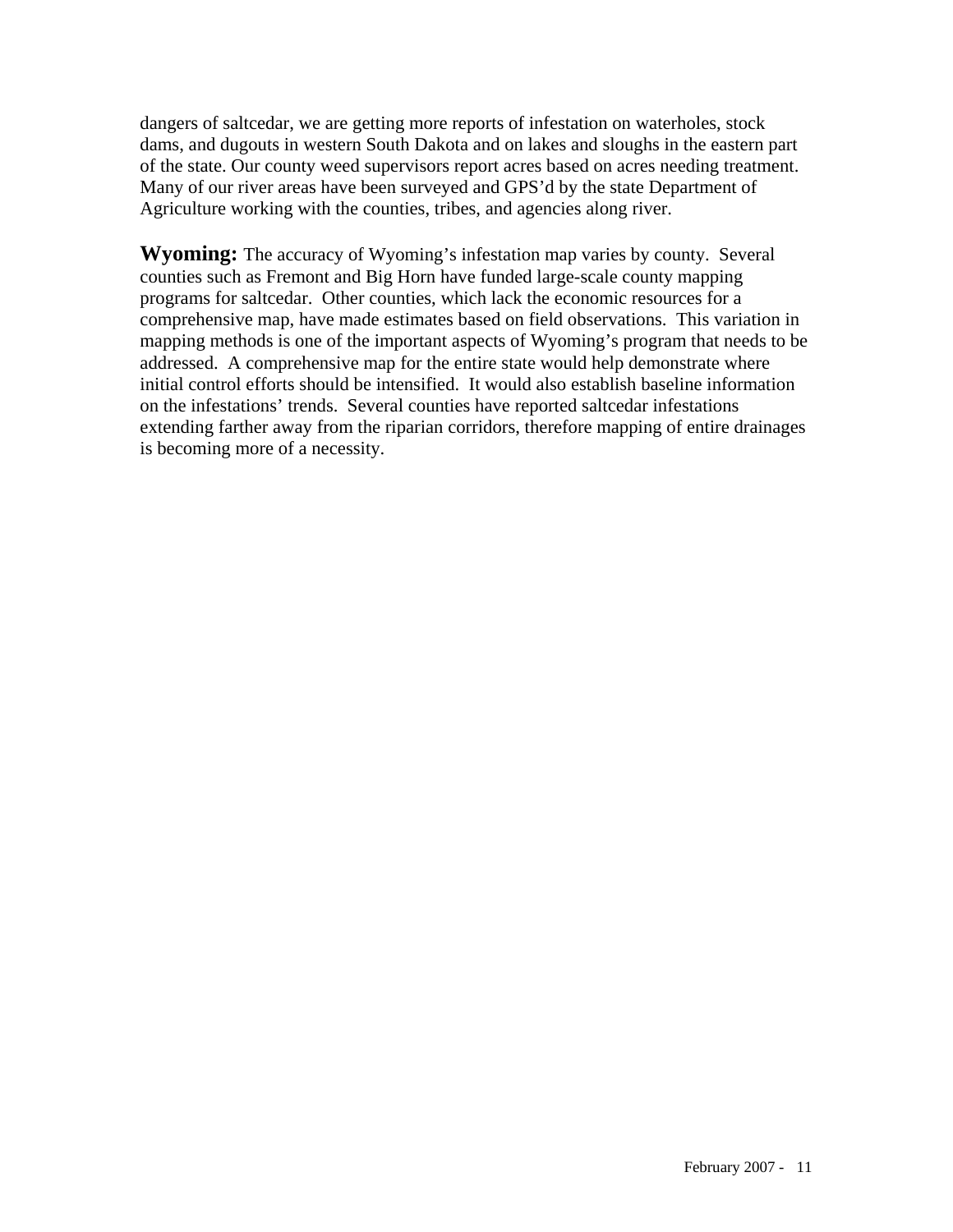dangers of saltcedar, we are getting more reports of infestation on waterholes, stock dams, and dugouts in western South Dakota and on lakes and sloughs in the eastern part of the state. Our county weed supervisors report acres based on acres needing treatment. Many of our river areas have been surveyed and GPS'd by the state Department of Agriculture working with the counties, tribes, and agencies along river.

**Wyoming:** The accuracy of Wyoming's infestation map varies by county. Several counties such as Fremont and Big Horn have funded large-scale county mapping programs for saltcedar. Other counties, which lack the economic resources for a comprehensive map, have made estimates based on field observations. This variation in mapping methods is one of the important aspects of Wyoming's program that needs to be addressed. A comprehensive map for the entire state would help demonstrate where initial control efforts should be intensified. It would also establish baseline information on the infestations' trends. Several counties have reported saltcedar infestations extending farther away from the riparian corridors, therefore mapping of entire drainages is becoming more of a necessity.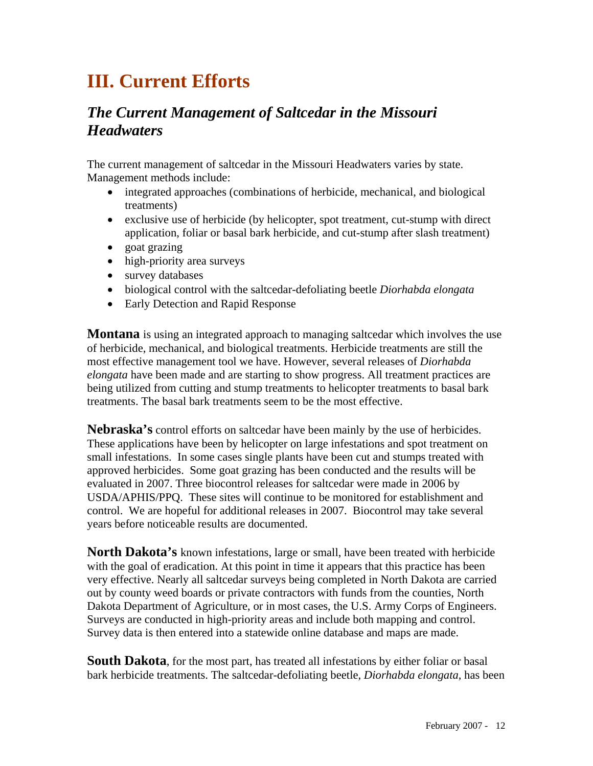# III. Current Efforts

## *The Current Management of Saltcedar in the Missouri Headwaters*

The current management of saltcedar in the Missouri Headwaters varies by state. Management methods include:

- integrated approaches (combinations of herbicide, mechanical, and biological treatments)
- exclusive use of herbicide (by helicopter, spot treatment, cut-stump with direct application, foliar or basal bark herbicide, and cut-stump after slash treatment)
- goat grazing
- high-priority area surveys
- survey databases
- biological control with the saltcedar-defoliating beetle *Diorhabda elongata*
- Early Detection and Rapid Response

**Montana** is using an integrated approach to managing saltcedar which involves the use of herbicide, mechanical, and biological treatments. Herbicide treatments are still the most effective management tool we have. However, several releases of *Diorhabda elongata* have been made and are starting to show progress. All treatment practices are being utilized from cutting and stump treatments to helicopter treatments to basal bark treatments. The basal bark treatments seem to be the most effective.

**Nebraska's** control efforts on saltcedar have been mainly by the use of herbicides. These applications have been by helicopter on large infestations and spot treatment on small infestations. In some cases single plants have been cut and stumps treated with approved herbicides. Some goat grazing has been conducted and the results will be evaluated in 2007. Three biocontrol releases for saltcedar were made in 2006 by USDA/APHIS/PPQ. These sites will continue to be monitored for establishment and control. We are hopeful for additional releases in 2007. Biocontrol may take several years before noticeable results are documented.

**North Dakota's** known infestations, large or small, have been treated with herbicide with the goal of eradication. At this point in time it appears that this practice has been very effective. Nearly all saltcedar surveys being completed in North Dakota are carried out by county weed boards or private contractors with funds from the counties, North Dakota Department of Agriculture, or in most cases, the U.S. Army Corps of Engineers. Surveys are conducted in high-priority areas and include both mapping and control. Survey data is then entered into a statewide online database and maps are made.

**South Dakota**, for the most part, has treated all infestations by either foliar or basal bark herbicide treatments. The saltcedar-defoliating beetle, *Diorhabda elongata*, has been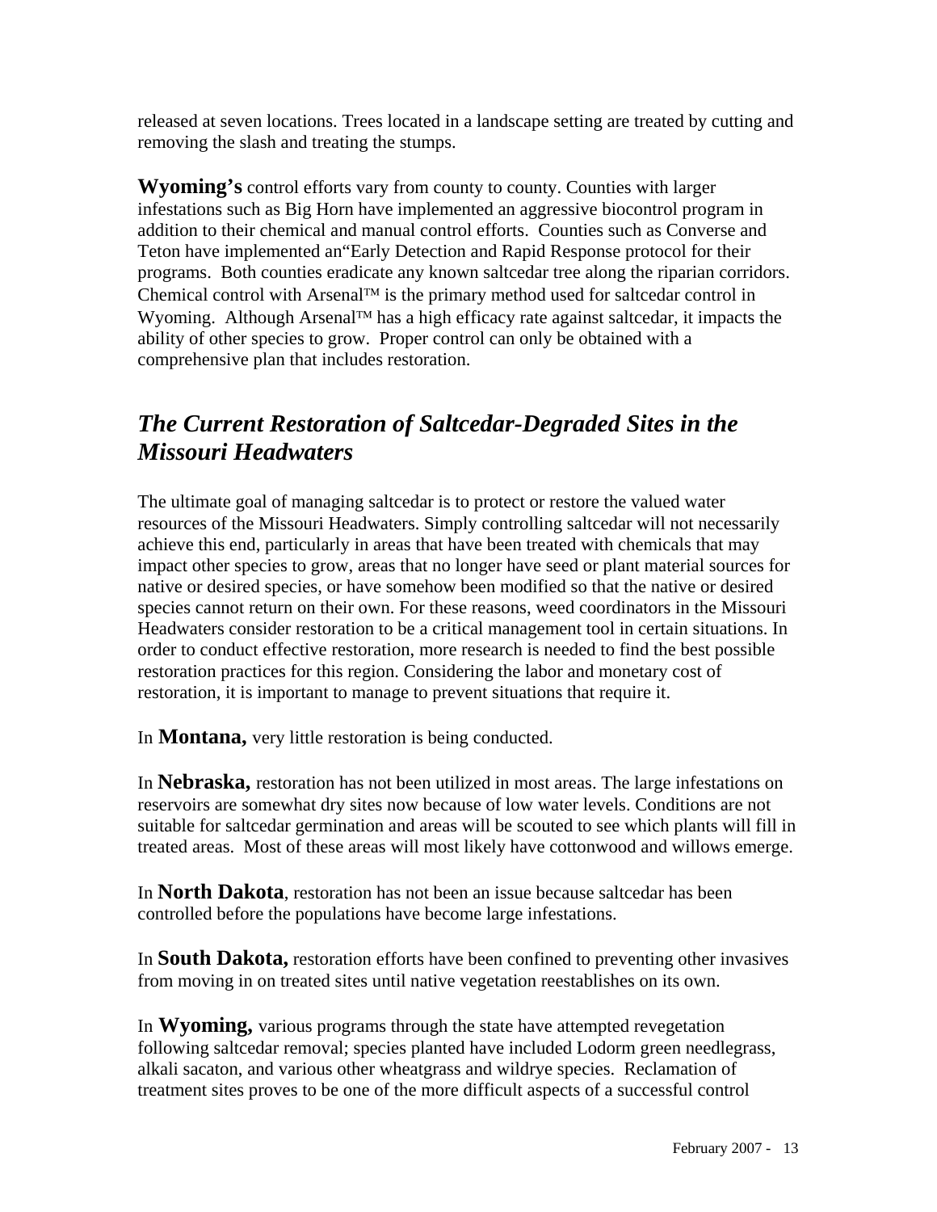released at seven locations. Trees located in a landscape setting are treated by cutting and removing the slash and treating the stumps.

**Wyoming's** control efforts vary from county to county. Counties with larger infestations such as Big Horn have implemented an aggressive biocontrol program in addition to their chemical and manual control efforts. Counties such as Converse and Teton have implemented an"Early Detection and Rapid Response protocol for their programs. Both counties eradicate any known saltcedar tree along the riparian corridors. Chemical control with Arsenal™ is the primary method used for saltcedar control in Wyoming. Although Arsenal™ has a high efficacy rate against saltcedar, it impacts the ability of other species to grow. Proper control can only be obtained with a comprehensive plan that includes restoration.

## *The Current Restoration of Saltcedar-Degraded Sites in the Missouri Headwaters*

The ultimate goal of managing saltcedar is to protect or restore the valued water resources of the Missouri Headwaters. Simply controlling saltcedar will not necessarily achieve this end, particularly in areas that have been treated with chemicals that may impact other species to grow, areas that no longer have seed or plant material sources for native or desired species, or have somehow been modified so that the native or desired species cannot return on their own. For these reasons, weed coordinators in the Missouri Headwaters consider restoration to be a critical management tool in certain situations. In order to conduct effective restoration, more research is needed to find the best possible restoration practices for this region. Considering the labor and monetary cost of restoration, it is important to manage to prevent situations that require it.

In **Montana,** very little restoration is being conducted.

In **Nebraska,** restoration has not been utilized in most areas. The large infestations on reservoirs are somewhat dry sites now because of low water levels. Conditions are not suitable for saltcedar germination and areas will be scouted to see which plants will fill in treated areas. Most of these areas will most likely have cottonwood and willows emerge.

In **North Dakota**, restoration has not been an issue because saltcedar has been controlled before the populations have become large infestations.

In **South Dakota,** restoration efforts have been confined to preventing other invasives from moving in on treated sites until native vegetation reestablishes on its own.

In **Wyoming,** various programs through the state have attempted revegetation following saltcedar removal; species planted have included Lodorm green needlegrass, alkali sacaton, and various other wheatgrass and wildrye species. Reclamation of treatment sites proves to be one of the more difficult aspects of a successful control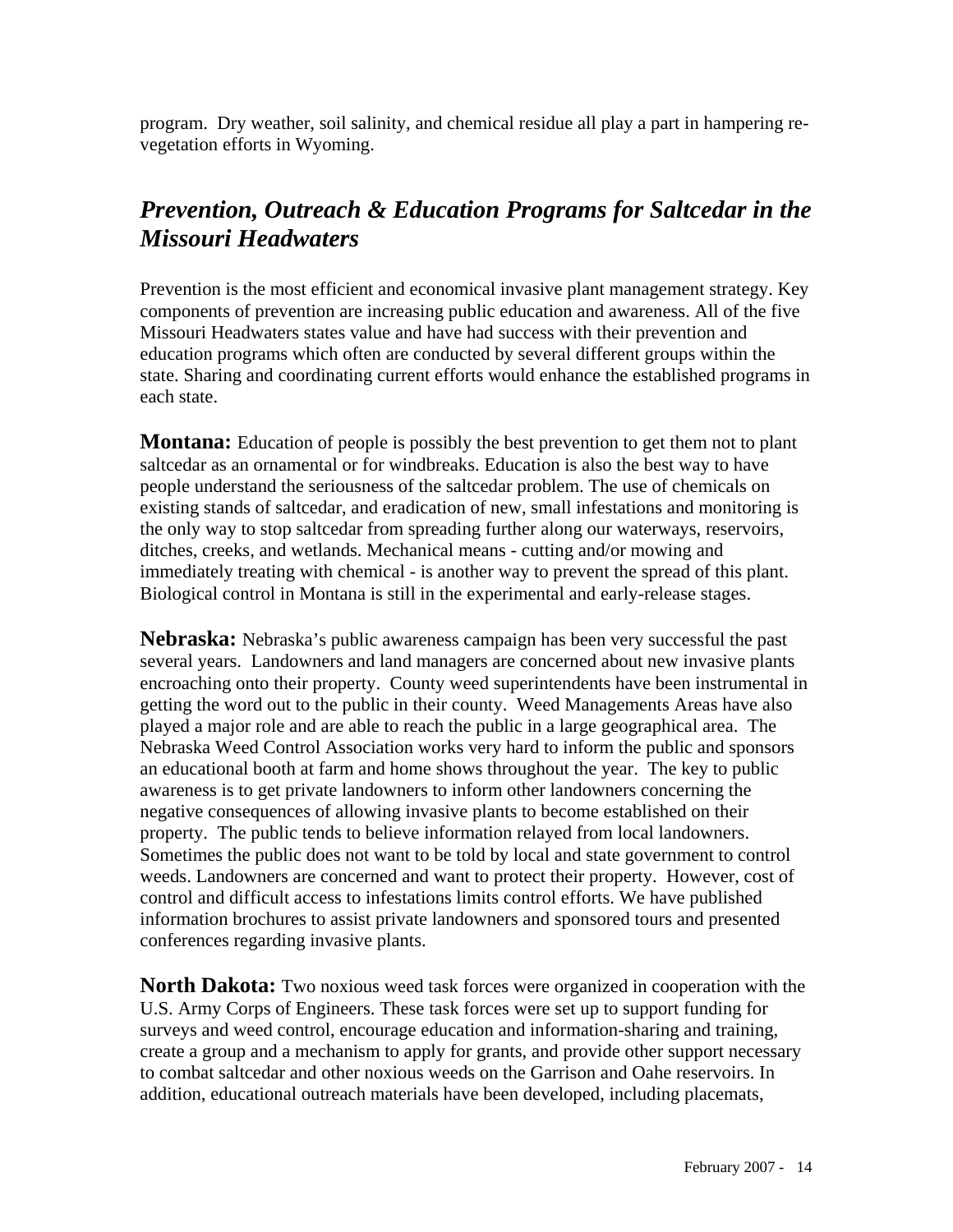program. Dry weather, soil salinity, and chemical residue all play a part in hampering re-vegetation efforts in Wyoming.

## *Prevention, Outreach & Education Programs for Saltcedar in the Missouri Headwaters*

Prevention is the most efficient and economical invasive plant management strategy. Key components of prevention are increasing public education and awareness. All of the five Missouri Headwaters states value and have had success with their prevention and education programs which often are conducted by several different groups within the state. Sharing and coordinating current efforts would enhance the established programs in each state.

**Montana:** Education of people is possibly the best prevention to get them not to plant saltcedar as an ornamental or for windbreaks. Education is also the best way to have people understand the seriousness of the saltcedar problem. The use of chemicals on existing stands of saltcedar, and eradication of new, small infestations and monitoring is the only way to stop saltcedar from spreading further along our waterways, reservoirs, ditches, creeks, and wetlands. Mechanical means - cutting and/or mowing and immediately treating with chemical - is another way to prevent the spread of this plant. Biological control in Montana is still in the experimental and early-release stages.

**Nebraska:** Nebraska's public awareness campaign has been very successful the past several years. Landowners and land managers are concerned about new invasive plants encroaching onto their property. County weed superintendents have been instrumental in getting the word out to the public in their county. Weed Managements Areas have also played a major role and are able to reach the public in a large geographical area. The Nebraska Weed Control Association works very hard to inform the public and sponsors an educational booth at farm and home shows throughout the year. The key to public awareness is to get private landowners to inform other landowners concerning the negative consequences of allowing invasive plants to become established on their property. The public tends to believe information relayed from local landowners. Sometimes the public does not want to be told by local and state government to control weeds. Landowners are concerned and want to protect their property. However, cost of control and difficult access to infestations limits control efforts. We have published information brochures to assist private landowners and sponsored tours and presented conferences regarding invasive plants.

**North Dakota:** Two noxious weed task forces were organized in cooperation with the U.S. Army Corps of Engineers. These task forces were set up to support funding for surveys and weed control, encourage education and information-sharing and training, create a group and a mechanism to apply for grants, and provide other support necessary to combat saltcedar and other noxious weeds on the Garrison and Oahe reservoirs. In addition, educational outreach materials have been developed, including placemats,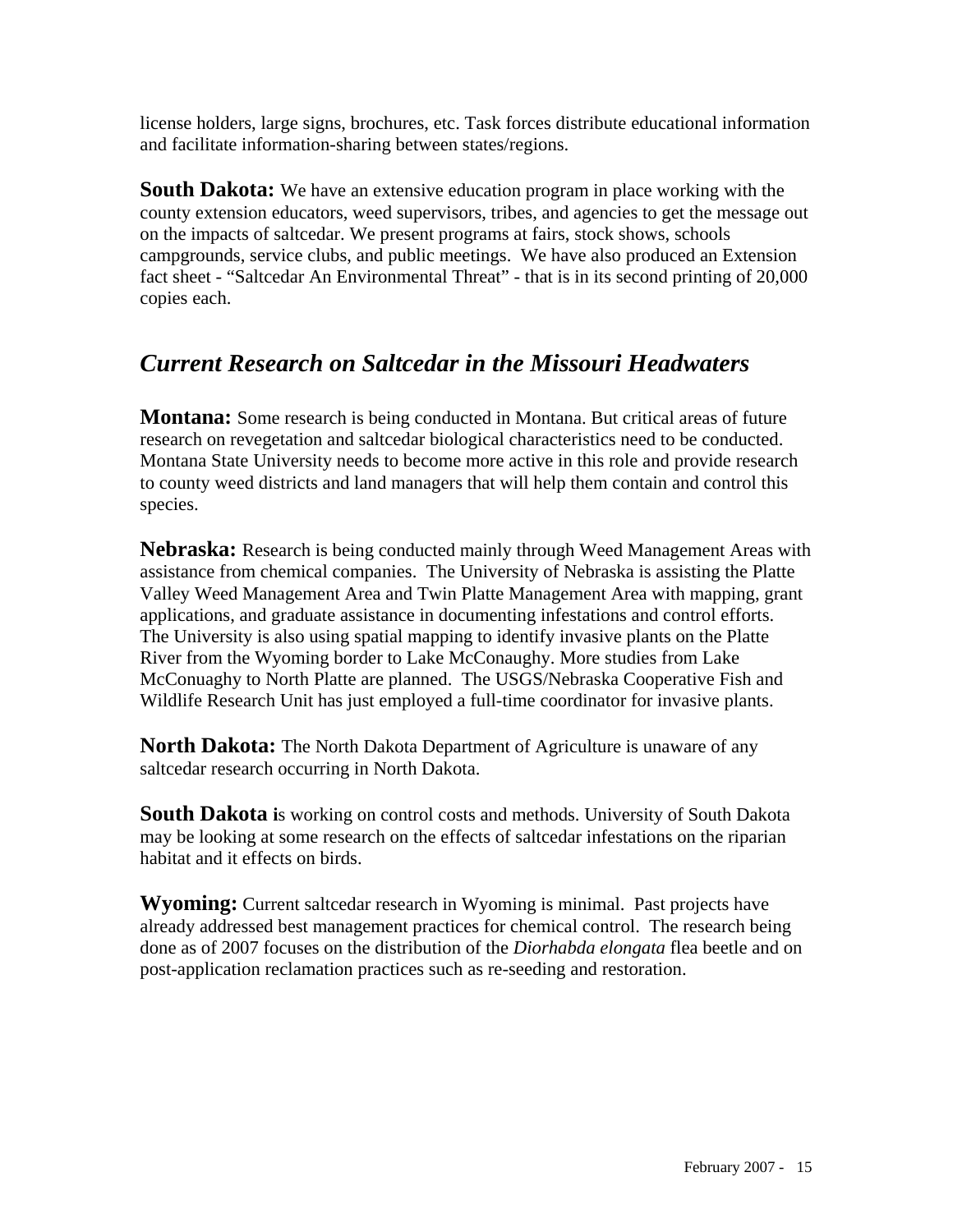license holders, large signs, brochures, etc. Task forces distribute educational information and facilitate information-sharing between states/regions.

**South Dakota:** We have an extensive education program in place working with the county extension educators, weed supervisors, tribes, and agencies to get the message out on the impacts of saltcedar. We present programs at fairs, stock shows, schools campgrounds, service clubs, and public meetings. We have also produced an Extension fact sheet - "Saltcedar An Environmental Threat" - that is in its second printing of 20,000 copies each.

## *Current Research on Saltcedar in the Missouri Headwaters*

**Montana:** Some research is being conducted in Montana. But critical areas of future research on revegetation and saltcedar biological characteristics need to be conducted. Montana State University needs to become more active in this role and provide research to county weed districts and land managers that will help them contain and control this species.

**Nebraska:** Research is being conducted mainly through Weed Management Areas with assistance from chemical companies. The University of Nebraska is assisting the Platte Valley Weed Management Area and Twin Platte Management Area with mapping, grant applications, and graduate assistance in documenting infestations and control efforts. The University is also using spatial mapping to identify invasive plants on the Platte River from the Wyoming border to Lake McConaughy. More studies from Lake McConuaghy to North Platte are planned. The USGS/Nebraska Cooperative Fish and Wildlife Research Unit has just employed a full-time coordinator for invasive plants.

**North Dakota:** The North Dakota Department of Agriculture is unaware of any saltcedar research occurring in North Dakota.

**South Dakota i**s working on control costs and methods. University of South Dakota may be looking at some research on the effects of saltcedar infestations on the riparian habitat and it effects on birds.

**Wyoming:** Current saltcedar research in Wyoming is minimal. Past projects have already addressed best management practices for chemical control. The research being done as of 2007 focuses on the distribution of the *Diorhabda elongata* flea beetle and on post-application reclamation practices such as re-seeding and restoration.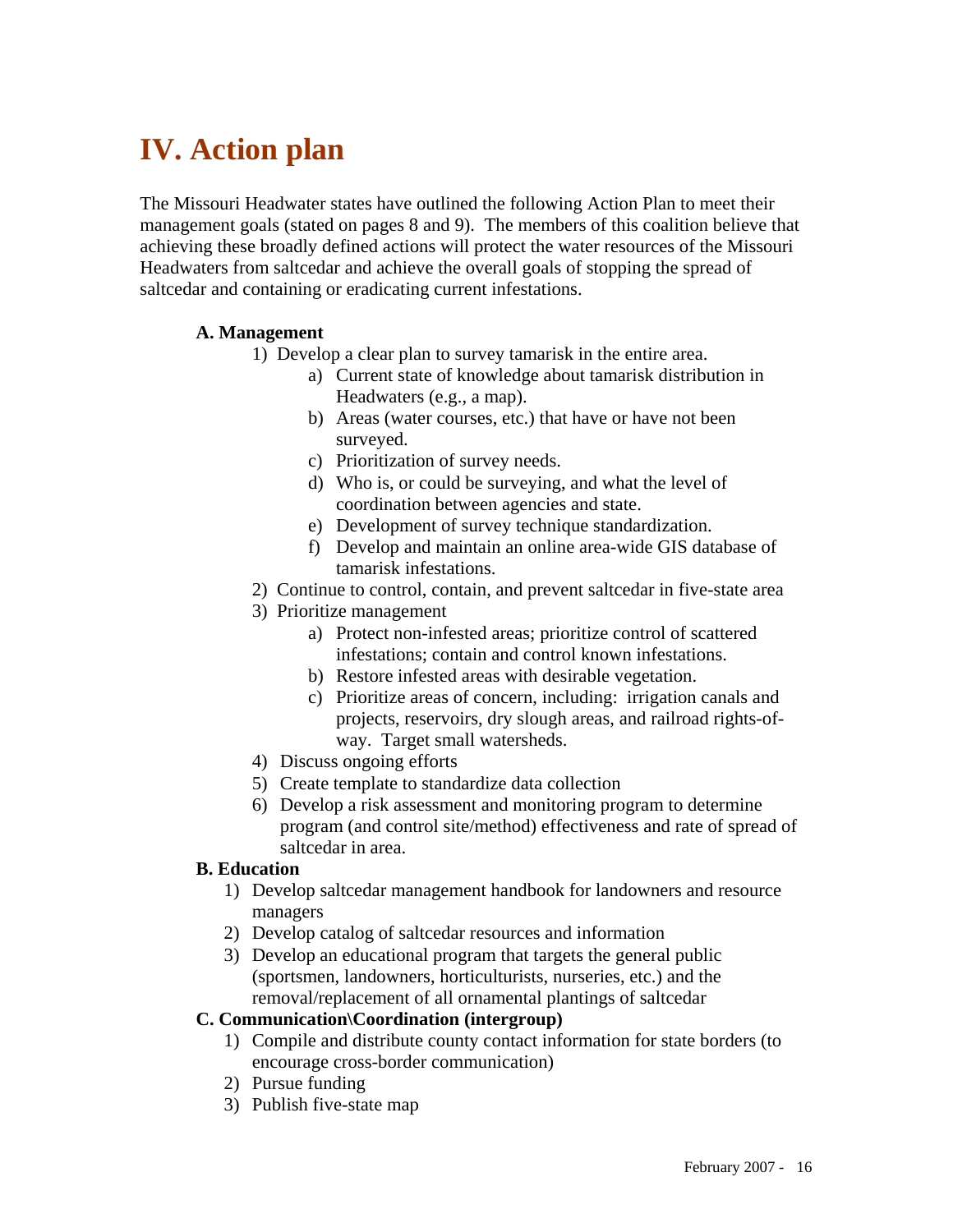# IV. Action plan

The Missouri Headwater states have outlined the following Action Plan to meet their management goals (stated on pages 8 and 9). The members of this coalition believe that achieving these broadly defined actions will protect the water resources of the Missouri Headwaters from saltcedar and achieve the overall goals of stopping the spread of saltcedar and containing or eradicating current infestations.

**A. Management**

1) Develop a clear plan to survey tamarisk in the entire area.
    a) Current state of knowledge about tamarisk distribution in Headwaters (e.g., a map).
    b) Areas (water courses, etc.) that have or have not been surveyed.
    c) Prioritization of survey needs.
    d) Who is, or could be surveying, and what the level of coordination between agencies and state.
    e) Development of survey technique standardization.
    f) Develop and maintain an online area-wide GIS database of tamarisk infestations.
2) Continue to control, contain, and prevent saltcedar in five-state area
3) Prioritize management
    a) Protect non-infested areas; prioritize control of scattered infestations; contain and control known infestations.
    b) Restore infested areas with desirable vegetation.
    c) Prioritize areas of concern, including: irrigation canals and projects, reservoirs, dry slough areas, and railroad rights-of-way. Target small watersheds.
4) Discuss ongoing efforts
5) Create template to standardize data collection
6) Develop a risk assessment and monitoring program to determine program (and control site/method) effectiveness and rate of spread of saltcedar in area.

**B. Education**

1) Develop saltcedar management handbook for landowners and resource managers
2) Develop catalog of saltcedar resources and information
3) Develop an educational program that targets the general public (sportsmen, landowners, horticulturists, nurseries, etc.) and the removal/replacement of all ornamental plantings of saltcedar

**C. Communication\Coordination (intergroup)**

1) Compile and distribute county contact information for state borders (to encourage cross-border communication)
2) Pursue funding
3) Publish five-state map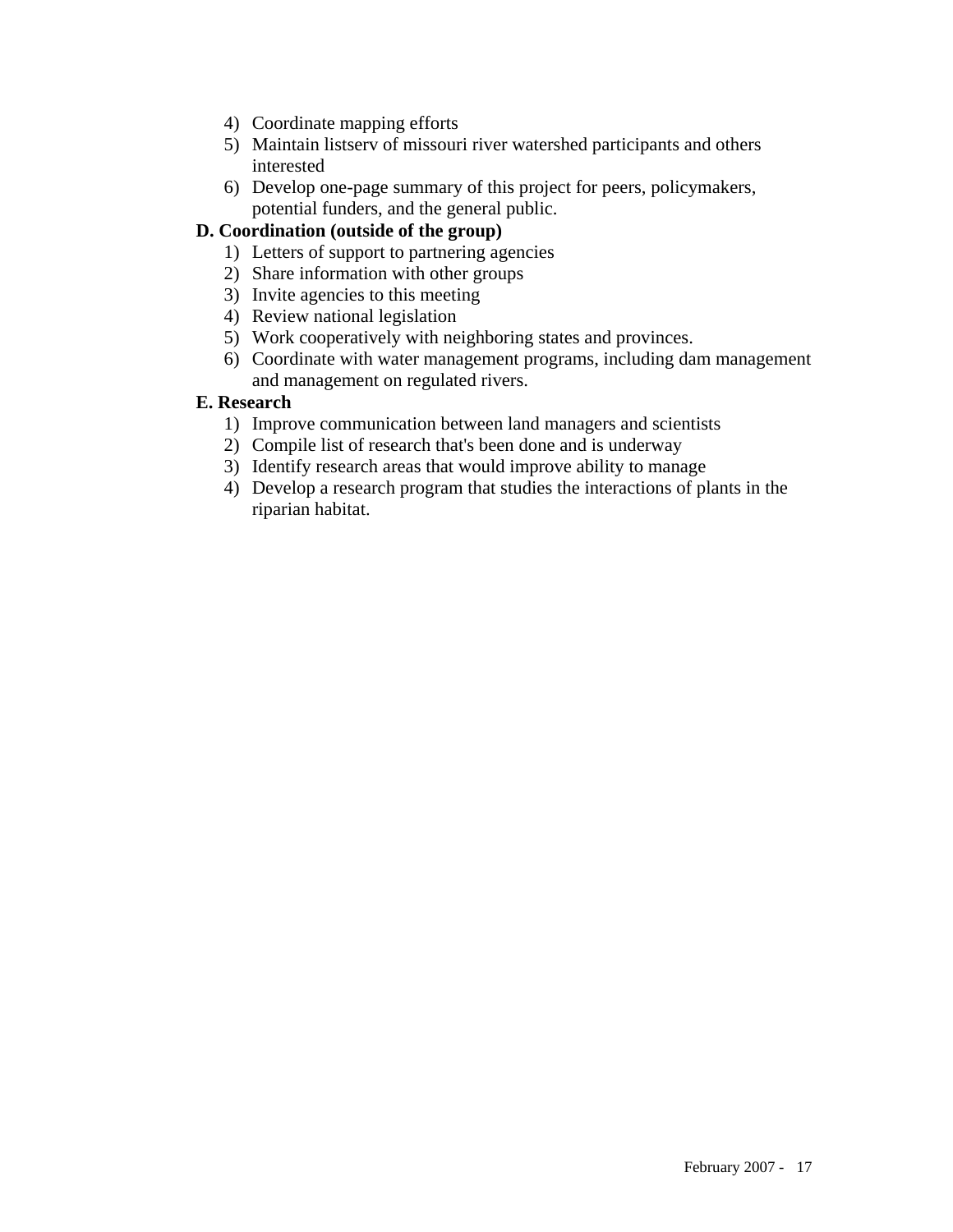4) Coordinate mapping efforts
5) Maintain listserv of missouri river watershed participants and others interested
6) Develop one-page summary of this project for peers, policymakers, potential funders, and the general public.

**D. Coordination (outside of the group)**

1) Letters of support to partnering agencies
2) Share information with other groups
3) Invite agencies to this meeting
4) Review national legislation
5) Work cooperatively with neighboring states and provinces.
6) Coordinate with water management programs, including dam management and management on regulated rivers.

**E. Research**

1) Improve communication between land managers and scientists
2) Compile list of research that's been done and is underway
3) Identify research areas that would improve ability to manage
4) Develop a research program that studies the interactions of plants in the riparian habitat.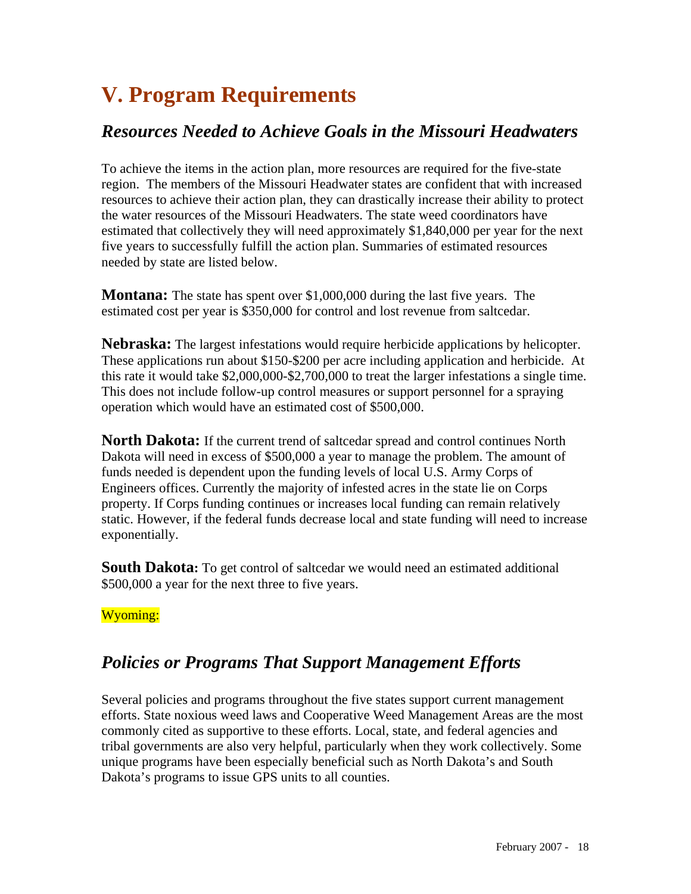# V. Program Requirements

## *Resources Needed to Achieve Goals in the Missouri Headwaters*

To achieve the items in the action plan, more resources are required for the five-state region. The members of the Missouri Headwater states are confident that with increased resources to achieve their action plan, they can drastically increase their ability to protect the water resources of the Missouri Headwaters. The state weed coordinators have estimated that collectively they will need approximately $1,840,000 per year for the next five years to successfully fulfill the action plan. Summaries of estimated resources needed by state are listed below.

**Montana:** The state has spent over $1,000,000 during the last five years. The estimated cost per year is $350,000 for control and lost revenue from saltcedar.

**Nebraska:** The largest infestations would require herbicide applications by helicopter. These applications run about $150-$200 per acre including application and herbicide. At this rate it would take $2,000,000-$2,700,000 to treat the larger infestations a single time. This does not include follow-up control measures or support personnel for a spraying operation which would have an estimated cost of $500,000.

**North Dakota:** If the current trend of saltcedar spread and control continues North Dakota will need in excess of $500,000 a year to manage the problem. The amount of funds needed is dependent upon the funding levels of local U.S. Army Corps of Engineers offices. Currently the majority of infested acres in the state lie on Corps property. If Corps funding continues or increases local funding can remain relatively static. However, if the federal funds decrease local and state funding will need to increase exponentially.

**South Dakota:** To get control of saltcedar we would need an estimated additional $500,000 a year for the next three to five years.

Wyoming:

## *Policies or Programs That Support Management Efforts*

Several policies and programs throughout the five states support current management efforts. State noxious weed laws and Cooperative Weed Management Areas are the most commonly cited as supportive to these efforts. Local, state, and federal agencies and tribal governments are also very helpful, particularly when they work collectively. Some unique programs have been especially beneficial such as North Dakota's and South Dakota's programs to issue GPS units to all counties.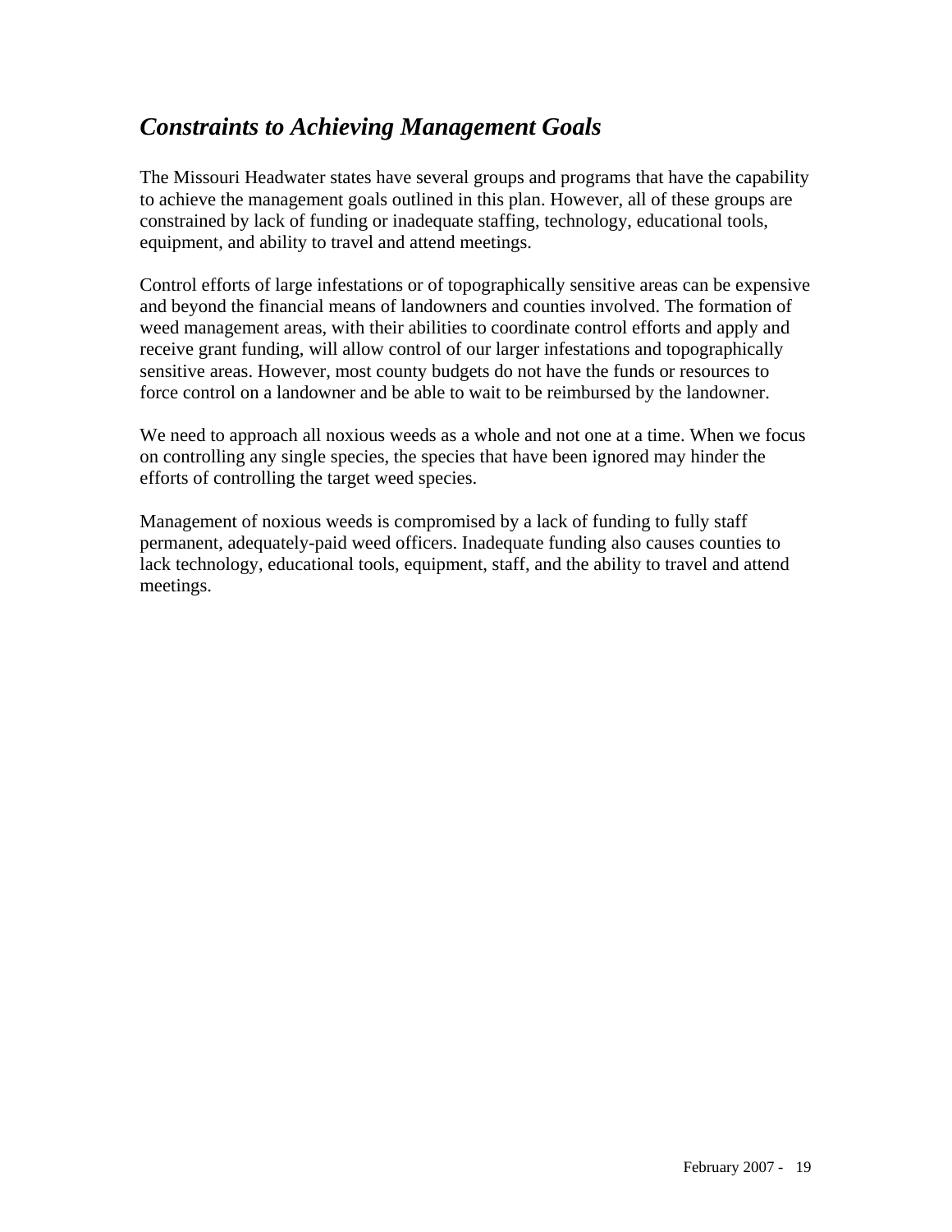## *Constraints to Achieving Management Goals*

The Missouri Headwater states have several groups and programs that have the capability to achieve the management goals outlined in this plan. However, all of these groups are constrained by lack of funding or inadequate staffing, technology, educational tools, equipment, and ability to travel and attend meetings.

Control efforts of large infestations or of topographically sensitive areas can be expensive and beyond the financial means of landowners and counties involved. The formation of weed management areas, with their abilities to coordinate control efforts and apply and receive grant funding, will allow control of our larger infestations and topographically sensitive areas. However, most county budgets do not have the funds or resources to force control on a landowner and be able to wait to be reimbursed by the landowner.

We need to approach all noxious weeds as a whole and not one at a time. When we focus on controlling any single species, the species that have been ignored may hinder the efforts of controlling the target weed species.

Management of noxious weeds is compromised by a lack of funding to fully staff permanent, adequately-paid weed officers. Inadequate funding also causes counties to lack technology, educational tools, equipment, staff, and the ability to travel and attend meetings.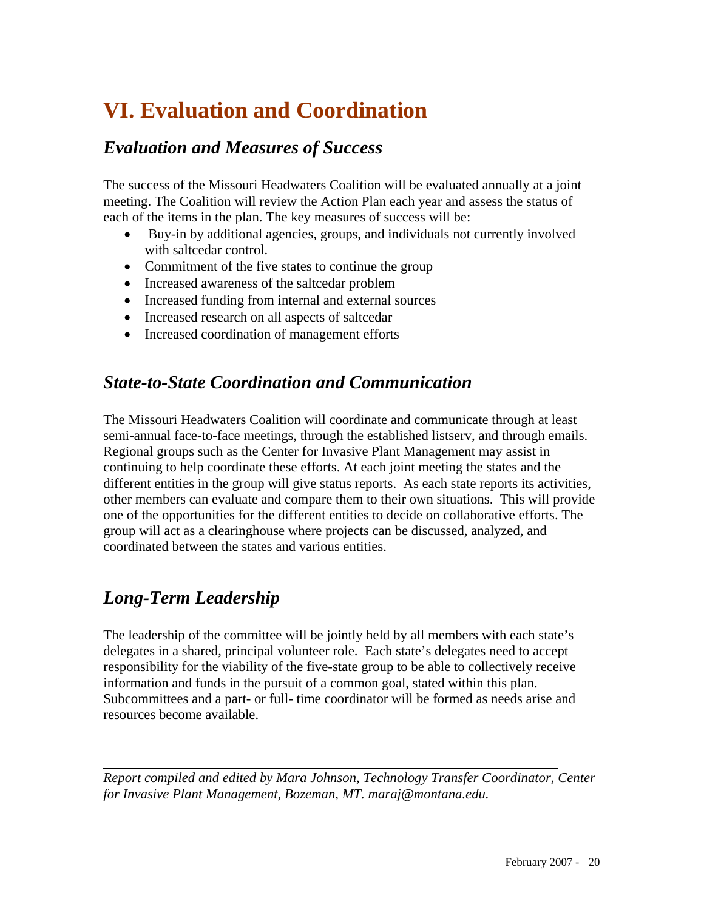# VI. Evaluation and Coordination

## *Evaluation and Measures of Success*

The success of the Missouri Headwaters Coalition will be evaluated annually at a joint meeting. The Coalition will review the Action Plan each year and assess the status of each of the items in the plan. The key measures of success will be:

- Buy-in by additional agencies, groups, and individuals not currently involved with saltcedar control.
- Commitment of the five states to continue the group
- Increased awareness of the saltcedar problem
- Increased funding from internal and external sources
- Increased research on all aspects of saltcedar
- Increased coordination of management efforts

## *State-to-State Coordination and Communication*

The Missouri Headwaters Coalition will coordinate and communicate through at least semi-annual face-to-face meetings, through the established listserv, and through emails. Regional groups such as the Center for Invasive Plant Management may assist in continuing to help coordinate these efforts. At each joint meeting the states and the different entities in the group will give status reports. As each state reports its activities, other members can evaluate and compare them to their own situations. This will provide one of the opportunities for the different entities to decide on collaborative efforts. The group will act as a clearinghouse where projects can be discussed, analyzed, and coordinated between the states and various entities.

## *Long-Term Leadership*

The leadership of the committee will be jointly held by all members with each state's delegates in a shared, principal volunteer role. Each state's delegates need to accept responsibility for the viability of the five-state group to be able to collectively receive information and funds in the pursuit of a common goal, stated within this plan. Subcommittees and a part- or full- time coordinator will be formed as needs arise and resources become available.

---

*Report compiled and edited by Mara Johnson, Technology Transfer Coordinator, Center for Invasive Plant Management, Bozeman, MT. maraj@montana.edu.*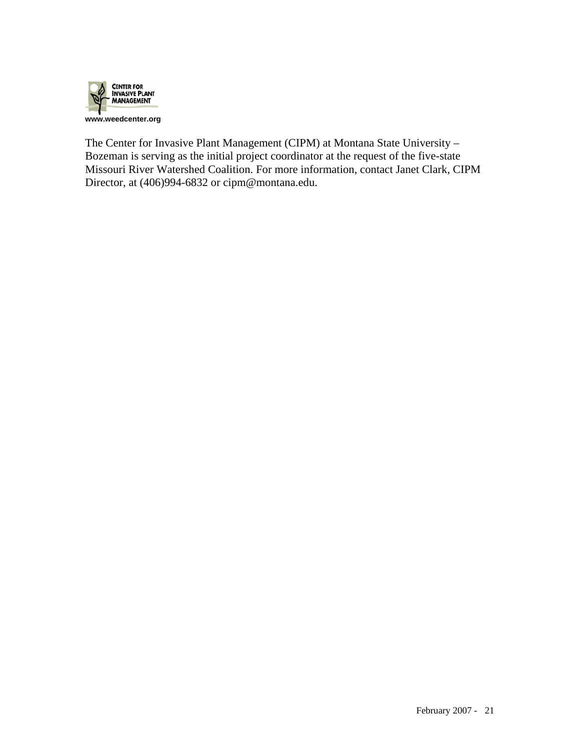CENTER FOR INVASIVE PLANT MANAGEMENT

www.weedcenter.org

The Center for Invasive Plant Management (CIPM) at Montana State University – Bozeman is serving as the initial project coordinator at the request of the five-state Missouri River Watershed Coalition. For more information, contact Janet Clark, CIPM Director, at (406)994-6832 or cipm@montana.edu.